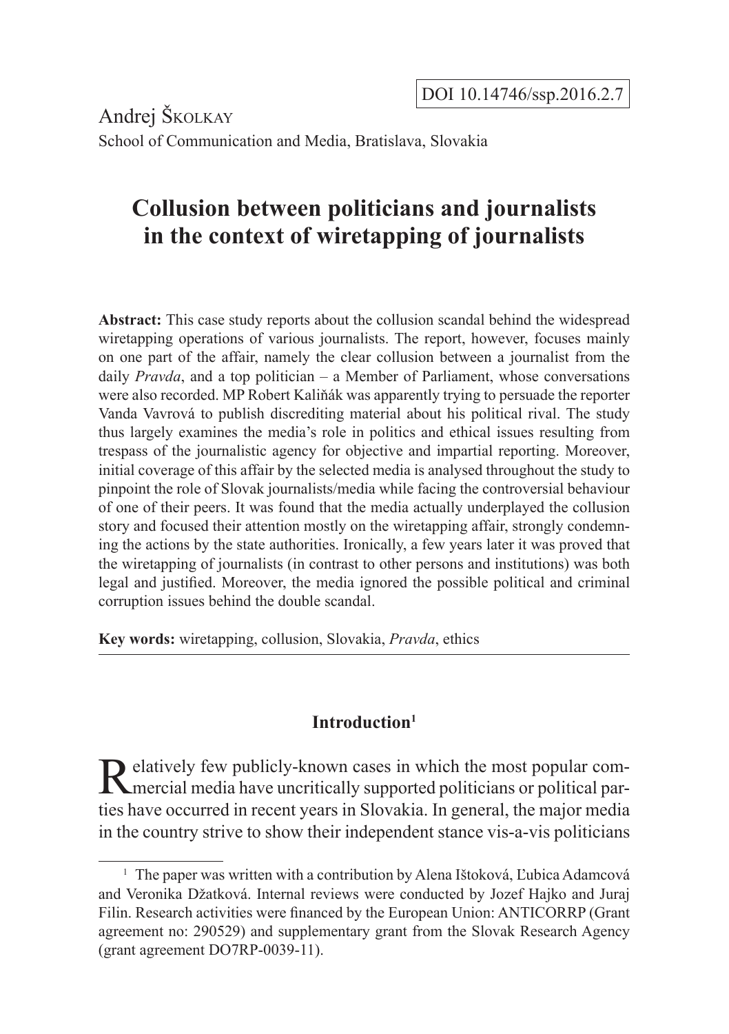DOI 10.14746/ssp.2016.2.7

Andrej Školkay

School of Communication and Media, Bratislava, Slovakia

# Collusion between politicians and journalists in the context of wiretapping of journalists

**Abstract:** This case study reports about the collusion scandal behind the widespread wiretapping operations of various journalists. The report, however, focuses mainly on one part of the affair, namely the clear collusion between a journalist from the daily *Pravda*, and a top politician – a Member of Parliament, whose conversations were also recorded. MP Robert Kaliňák was apparently trying to persuade the reporter Vanda Vavrová to publish discrediting material about his political rival. The study thus largely examines the media's role in politics and ethical issues resulting from trespass of the journalistic agency for objective and impartial reporting. Moreover, initial coverage of this affair by the selected media is analysed throughout the study to pinpoint the role of Slovak journalists/media while facing the controversial behaviour of one of their peers. It was found that the media actually underplayed the collusion story and focused their attention mostly on the wiretapping affair, strongly condemning the actions by the state authorities. Ironically, a few years later it was proved that the wiretapping of journalists (in contrast to other persons and institutions) was both legal and justified. Moreover, the media ignored the possible political and criminal corruption issues behind the double scandal.

**Key words:** wiretapping, collusion, Slovakia, *Pravda*, ethics

## Introduction[1]

Relatively few publicly-known cases in which the most popular commercial media have uncritically supported politicians or political parties have occurred in recent years in Slovakia. In general, the major media in the country strive to show their independent stance vis-a-vis politicians

[1] The paper was written with a contribution by Alena Ištoková, Ľubica Adamcová and Veronika Džatková. Internal reviews were conducted by Jozef Hajko and Juraj Filin. Research activities were financed by the European Union: ANTICORRP (Grant agreement no: 290529) and supplementary grant from the Slovak Research Agency (grant agreement DO7RP-0039-11).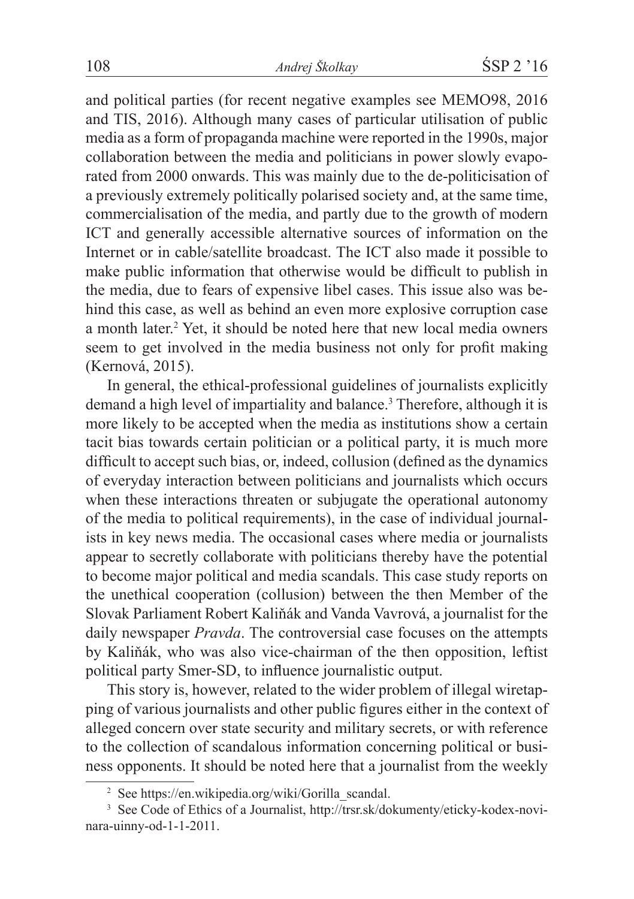and political parties (for recent negative examples see MEMO98, 2016 and TIS, 2016). Although many cases of particular utilisation of public media as a form of propaganda machine were reported in the 1990s, major collaboration between the media and politicians in power slowly evaporated from 2000 onwards. This was mainly due to the de-politicisation of a previously extremely politically polarised society and, at the same time, commercialisation of the media, and partly due to the growth of modern ICT and generally accessible alternative sources of information on the Internet or in cable/satellite broadcast. The ICT also made it possible to make public information that otherwise would be difficult to publish in the media, due to fears of expensive libel cases. This issue also was behind this case, as well as behind an even more explosive corruption case a month later.[2] Yet, it should be noted here that new local media owners seem to get involved in the media business not only for profit making (Kernová, 2015).

In general, the ethical-professional guidelines of journalists explicitly demand a high level of impartiality and balance.[3] Therefore, although it is more likely to be accepted when the media as institutions show a certain tacit bias towards certain politician or a political party, it is much more difficult to accept such bias, or, indeed, collusion (defined as the dynamics of everyday interaction between politicians and journalists which occurs when these interactions threaten or subjugate the operational autonomy of the media to political requirements), in the case of individual journalists in key news media. The occasional cases where media or journalists appear to secretly collaborate with politicians thereby have the potential to become major political and media scandals. This case study reports on the unethical cooperation (collusion) between the then Member of the Slovak Parliament Robert Kaliňák and Vanda Vavrová, a journalist for the daily newspaper *Pravda*. The controversial case focuses on the attempts by Kaliňák, who was also vice-chairman of the then opposition, leftist political party Smer-SD, to influence journalistic output.

This story is, however, related to the wider problem of illegal wiretapping of various journalists and other public figures either in the context of alleged concern over state security and military secrets, or with reference to the collection of scandalous information concerning political or business opponents. It should be noted here that a journalist from the weekly

[2] See https://en.wikipedia.org/wiki/Gorilla_scandal.

[3] See Code of Ethics of a Journalist, http://trsr.sk/dokumenty/eticky-kodex-novinara-uinny-od-1-1-2011.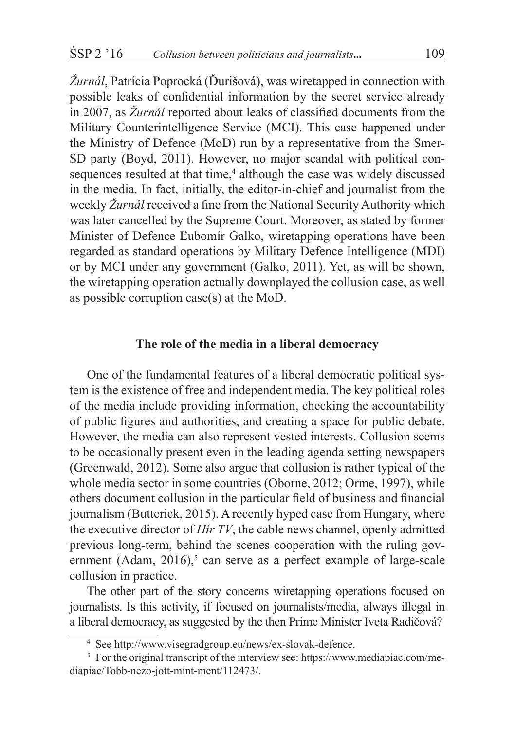*Žurnál*, Patrícia Poprocká (Ďurišová), was wiretapped in connection with possible leaks of confidential information by the secret service already in 2007, as *Žurnál* reported about leaks of classified documents from the Military Counterintelligence Service (MCI). This case happened under the Ministry of Defence (MoD) run by a representative from the Smer-SD party (Boyd, 2011). However, no major scandal with political consequences resulted at that time,[4] although the case was widely discussed in the media. In fact, initially, the editor-in-chief and journalist from the weekly *Žurnál* received a fine from the National Security Authority which was later cancelled by the Supreme Court. Moreover, as stated by former Minister of Defence Ľubomír Galko, wiretapping operations have been regarded as standard operations by Military Defence Intelligence (MDI) or by MCI under any government (Galko, 2011). Yet, as will be shown, the wiretapping operation actually downplayed the collusion case, as well as possible corruption case(s) at the MoD.

## The role of the media in a liberal democracy

One of the fundamental features of a liberal democratic political system is the existence of free and independent media. The key political roles of the media include providing information, checking the accountability of public figures and authorities, and creating a space for public debate. However, the media can also represent vested interests. Collusion seems to be occasionally present even in the leading agenda setting newspapers (Greenwald, 2012). Some also argue that collusion is rather typical of the whole media sector in some countries (Oborne, 2012; Orme, 1997), while others document collusion in the particular field of business and financial journalism (Butterick, 2015). A recently hyped case from Hungary, where the executive director of *Hír TV*, the cable news channel, openly admitted previous long-term, behind the scenes cooperation with the ruling government (Adam, 2016),[5] can serve as a perfect example of large-scale collusion in practice.

The other part of the story concerns wiretapping operations focused on journalists. Is this activity, if focused on journalists/media, always illegal in a liberal democracy, as suggested by the then Prime Minister Iveta Radičová?

---

[4] See http://www.visegradgroup.eu/news/ex-slovak-defence.

[5] For the original transcript of the interview see: https://www.mediapiac.com/mediapiac/Tobb-nezo-jott-mint-ment/112473/.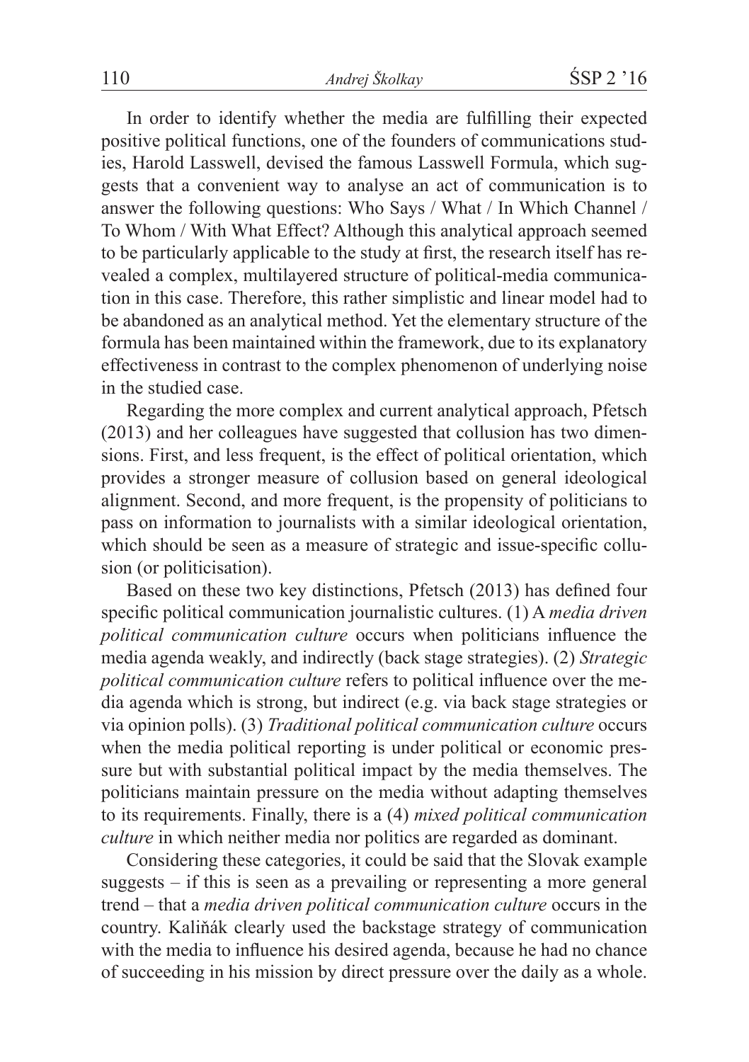In order to identify whether the media are fulfilling their expected positive political functions, one of the founders of communications studies, Harold Lasswell, devised the famous Lasswell Formula, which suggests that a convenient way to analyse an act of communication is to answer the following questions: Who Says / What / In Which Channel / To Whom / With What Effect? Although this analytical approach seemed to be particularly applicable to the study at first, the research itself has revealed a complex, multilayered structure of political-media communication in this case. Therefore, this rather simplistic and linear model had to be abandoned as an analytical method. Yet the elementary structure of the formula has been maintained within the framework, due to its explanatory effectiveness in contrast to the complex phenomenon of underlying noise in the studied case.

Regarding the more complex and current analytical approach, Pfetsch (2013) and her colleagues have suggested that collusion has two dimensions. First, and less frequent, is the effect of political orientation, which provides a stronger measure of collusion based on general ideological alignment. Second, and more frequent, is the propensity of politicians to pass on information to journalists with a similar ideological orientation, which should be seen as a measure of strategic and issue-specific collusion (or politicisation).

Based on these two key distinctions, Pfetsch (2013) has defined four specific political communication journalistic cultures. (1) A *media driven political communication culture* occurs when politicians influence the media agenda weakly, and indirectly (back stage strategies). (2) *Strategic political communication culture* refers to political influence over the media agenda which is strong, but indirect (e.g. via back stage strategies or via opinion polls). (3) *Traditional political communication culture* occurs when the media political reporting is under political or economic pressure but with substantial political impact by the media themselves. The politicians maintain pressure on the media without adapting themselves to its requirements. Finally, there is a (4) *mixed political communication culture* in which neither media nor politics are regarded as dominant.

Considering these categories, it could be said that the Slovak example suggests – if this is seen as a prevailing or representing a more general trend – that a *media driven political communication culture* occurs in the country. Kaliňák clearly used the backstage strategy of communication with the media to influence his desired agenda, because he had no chance of succeeding in his mission by direct pressure over the daily as a whole.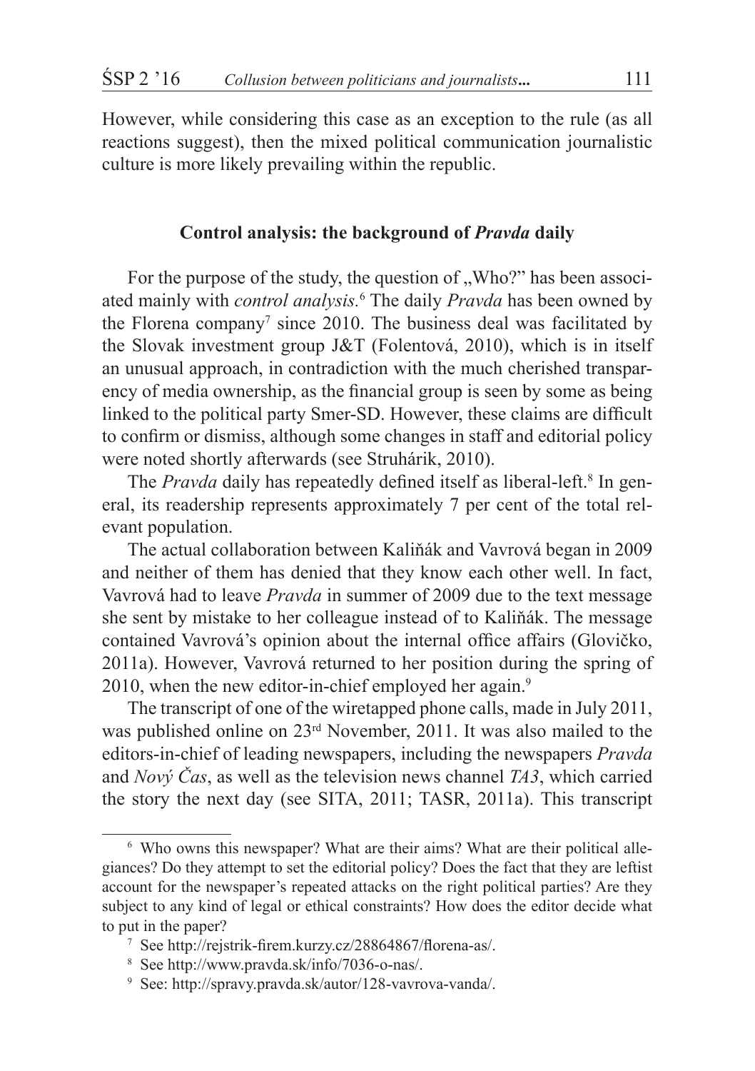However, while considering this case as an exception to the rule (as all reactions suggest), then the mixed political communication journalistic culture is more likely prevailing within the republic.

### Control analysis: the background of *Pravda* daily

For the purpose of the study, the question of „Who?" has been associated mainly with *control analysis*.[6] The daily *Pravda* has been owned by the Florena company[7] since 2010. The business deal was facilitated by the Slovak investment group J&T (Folentová, 2010), which is in itself an unusual approach, in contradiction with the much cherished transparency of media ownership, as the financial group is seen by some as being linked to the political party Smer-SD. However, these claims are difficult to confirm or dismiss, although some changes in staff and editorial policy were noted shortly afterwards (see Struhárik, 2010).

The *Pravda* daily has repeatedly defined itself as liberal-left.[8] In general, its readership represents approximately 7 per cent of the total relevant population.

The actual collaboration between Kaliňák and Vavrová began in 2009 and neither of them has denied that they know each other well. In fact, Vavrová had to leave *Pravda* in summer of 2009 due to the text message she sent by mistake to her colleague instead of to Kaliňák. The message contained Vavrová's opinion about the internal office affairs (Glovičko, 2011a). However, Vavrová returned to her position during the spring of 2010, when the new editor-in-chief employed her again.[9]

The transcript of one of the wiretapped phone calls, made in July 2011, was published online on 23rd November, 2011. It was also mailed to the editors-in-chief of leading newspapers, including the newspapers *Pravda* and *Nový Čas*, as well as the television news channel *TA3*, which carried the story the next day (see SITA, 2011; TASR, 2011a). This transcript

---

[6] Who owns this newspaper? What are their aims? What are their political allegiances? Do they attempt to set the editorial policy? Does the fact that they are leftist account for the newspaper's repeated attacks on the right political parties? Are they subject to any kind of legal or ethical constraints? How does the editor decide what to put in the paper?

[7] See http://rejstrik-firem.kurzy.cz/28864867/florena-as/.

[8] See http://www.pravda.sk/info/7036-o-nas/.

[9] See: http://spravy.pravda.sk/autor/128-vavrova-vanda/.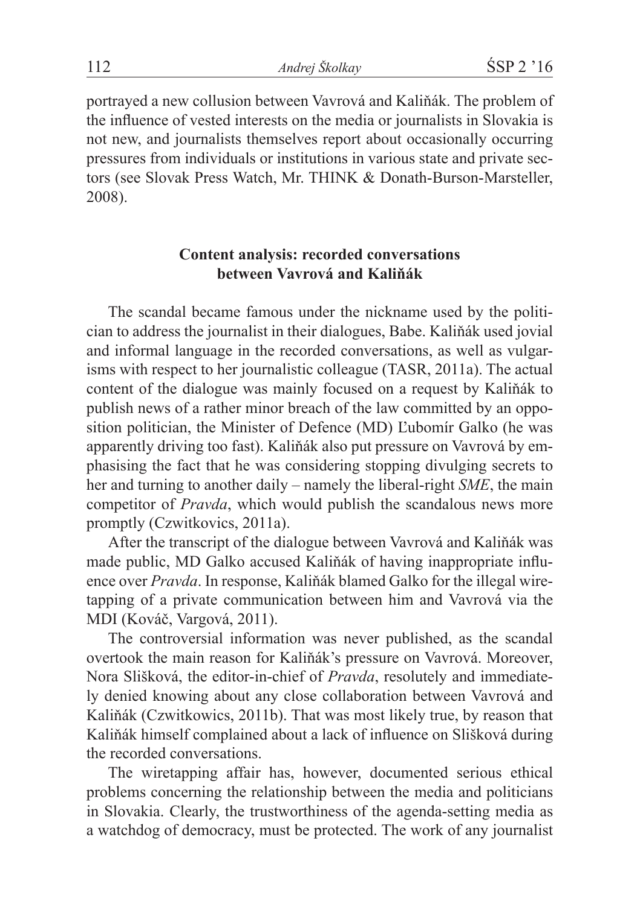portrayed a new collusion between Vavrová and Kaliňák. The problem of the influence of vested interests on the media or journalists in Slovakia is not new, and journalists themselves report about occasionally occurring pressures from individuals or institutions in various state and private sectors (see Slovak Press Watch, Mr. THINK & Donath-Burson-Marsteller, 2008).

## Content analysis: recorded conversations between Vavrová and Kaliňák

The scandal became famous under the nickname used by the politician to address the journalist in their dialogues, Babe. Kaliňák used jovial and informal language in the recorded conversations, as well as vulgarisms with respect to her journalistic colleague (TASR, 2011a). The actual content of the dialogue was mainly focused on a request by Kaliňák to publish news of a rather minor breach of the law committed by an opposition politician, the Minister of Defence (MD) Ľubomír Galko (he was apparently driving too fast). Kaliňák also put pressure on Vavrová by emphasising the fact that he was considering stopping divulging secrets to her and turning to another daily – namely the liberal-right *SME*, the main competitor of *Pravda*, which would publish the scandalous news more promptly (Czwitkovics, 2011a).

After the transcript of the dialogue between Vavrová and Kaliňák was made public, MD Galko accused Kaliňák of having inappropriate influence over *Pravda*. In response, Kaliňák blamed Galko for the illegal wiretapping of a private communication between him and Vavrová via the MDI (Kováč, Vargová, 2011).

The controversial information was never published, as the scandal overtook the main reason for Kaliňák's pressure on Vavrová. Moreover, Nora Slišková, the editor-in-chief of *Pravda*, resolutely and immediately denied knowing about any close collaboration between Vavrová and Kaliňák (Czwitkowics, 2011b). That was most likely true, by reason that Kaliňák himself complained about a lack of influence on Slišková during the recorded conversations.

The wiretapping affair has, however, documented serious ethical problems concerning the relationship between the media and politicians in Slovakia. Clearly, the trustworthiness of the agenda-setting media as a watchdog of democracy, must be protected. The work of any journalist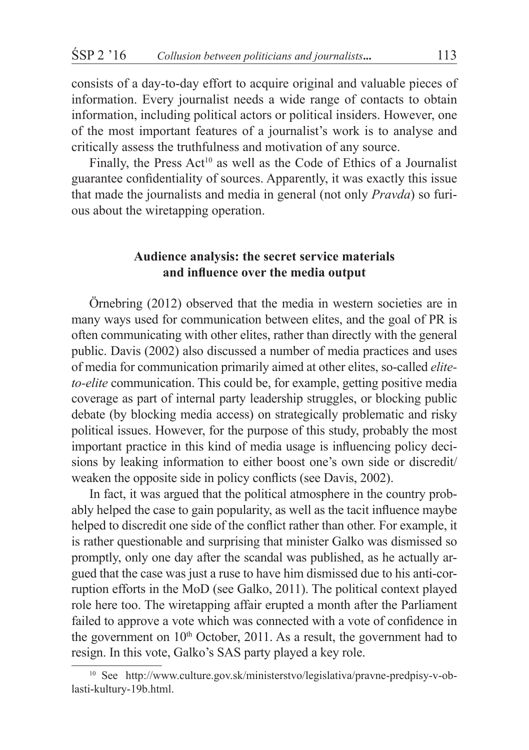consists of a day-to-day effort to acquire original and valuable pieces of information. Every journalist needs a wide range of contacts to obtain information, including political actors or political insiders. However, one of the most important features of a journalist's work is to analyse and critically assess the truthfulness and motivation of any source.

Finally, the Press Act[10] as well as the Code of Ethics of a Journalist guarantee confidentiality of sources. Apparently, it was exactly this issue that made the journalists and media in general (not only *Pravda*) so furious about the wiretapping operation.

## Audience analysis: the secret service materials and influence over the media output

Örnebring (2012) observed that the media in western societies are in many ways used for communication between elites, and the goal of PR is often communicating with other elites, rather than directly with the general public. Davis (2002) also discussed a number of media practices and uses of media for communication primarily aimed at other elites, so-called *elite-to-elite* communication. This could be, for example, getting positive media coverage as part of internal party leadership struggles, or blocking public debate (by blocking media access) on strategically problematic and risky political issues. However, for the purpose of this study, probably the most important practice in this kind of media usage is influencing policy decisions by leaking information to either boost one's own side or discredit/weaken the opposite side in policy conflicts (see Davis, 2002).

In fact, it was argued that the political atmosphere in the country probably helped the case to gain popularity, as well as the tacit influence maybe helped to discredit one side of the conflict rather than other. For example, it is rather questionable and surprising that minister Galko was dismissed so promptly, only one day after the scandal was published, as he actually argued that the case was just a ruse to have him dismissed due to his anti-corruption efforts in the MoD (see Galko, 2011). The political context played role here too. The wiretapping affair erupted a month after the Parliament failed to approve a vote which was connected with a vote of confidence in the government on 10th October, 2011. As a result, the government had to resign. In this vote, Galko's SAS party played a key role.

[10] See http://www.culture.gov.sk/ministerstvo/legislativa/pravne-predpisy-v-oblasti-kultury-19b.html.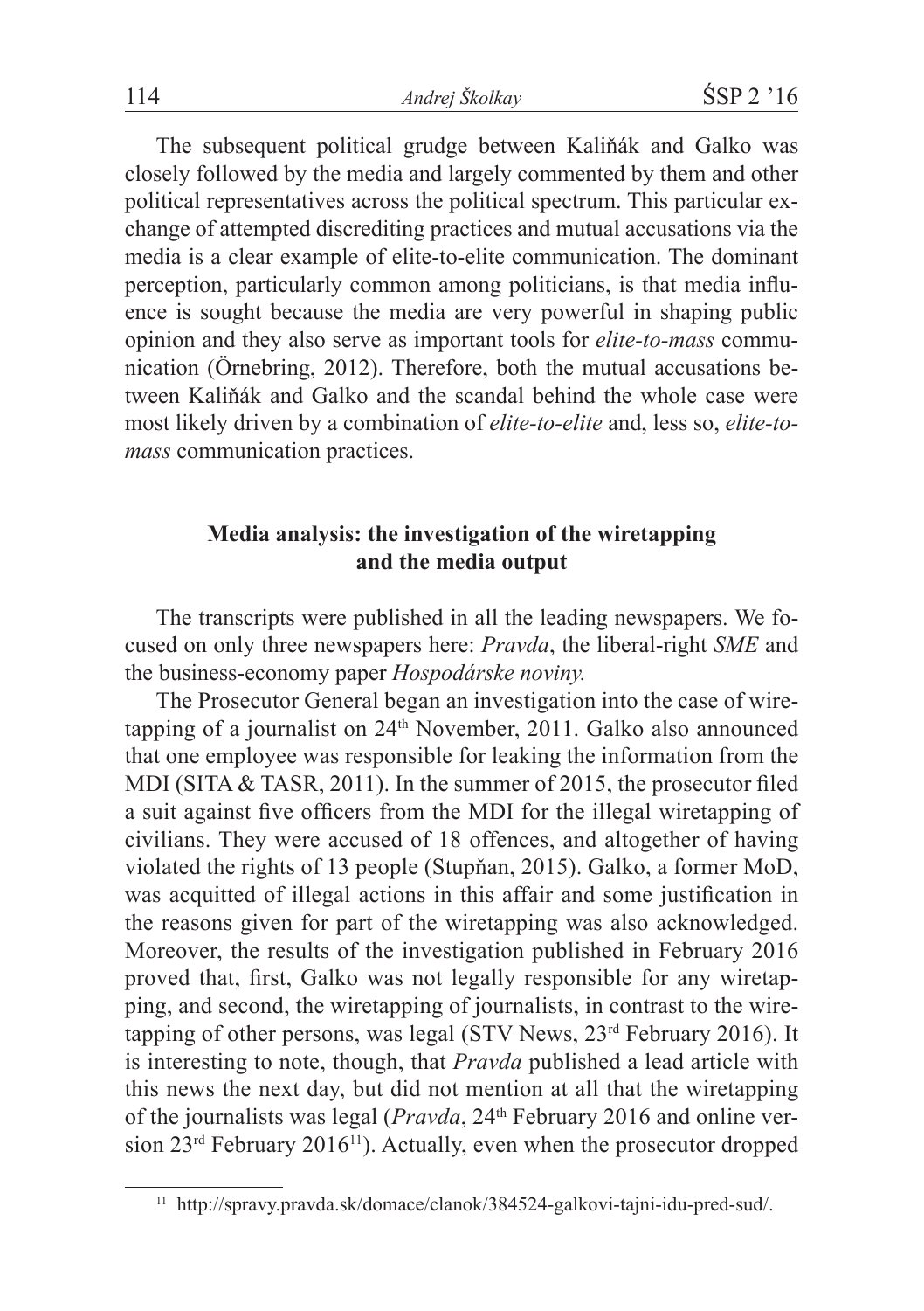The subsequent political grudge between Kaliňák and Galko was closely followed by the media and largely commented by them and other political representatives across the political spectrum. This particular exchange of attempted discrediting practices and mutual accusations via the media is a clear example of elite-to-elite communication. The dominant perception, particularly common among politicians, is that media influence is sought because the media are very powerful in shaping public opinion and they also serve as important tools for *elite-to-mass* communication (Örnebring, 2012). Therefore, both the mutual accusations between Kaliňák and Galko and the scandal behind the whole case were most likely driven by a combination of *elite-to-elite* and, less so, *elite-to-mass* communication practices.

## Media analysis: the investigation of the wiretapping and the media output

The transcripts were published in all the leading newspapers. We focused on only three newspapers here: *Pravda*, the liberal-right *SME* and the business-economy paper *Hospodárske noviny.*

The Prosecutor General began an investigation into the case of wiretapping of a journalist on 24th November, 2011. Galko also announced that one employee was responsible for leaking the information from the MDI (SITA & TASR, 2011). In the summer of 2015, the prosecutor filed a suit against five officers from the MDI for the illegal wiretapping of civilians. They were accused of 18 offences, and altogether of having violated the rights of 13 people (Stupňan, 2015). Galko, a former MoD, was acquitted of illegal actions in this affair and some justification in the reasons given for part of the wiretapping was also acknowledged. Moreover, the results of the investigation published in February 2016 proved that, first, Galko was not legally responsible for any wiretapping, and second, the wiretapping of journalists, in contrast to the wiretapping of other persons, was legal (STV News, 23rd February 2016). It is interesting to note, though, that *Pravda* published a lead article with this news the next day, but did not mention at all that the wiretapping of the journalists was legal (*Pravda*, 24th February 2016 and online version 23rd February 2016[11]). Actually, even when the prosecutor dropped

[11] http://spravy.pravda.sk/domace/clanok/384524-galkovi-tajni-idu-pred-sud/.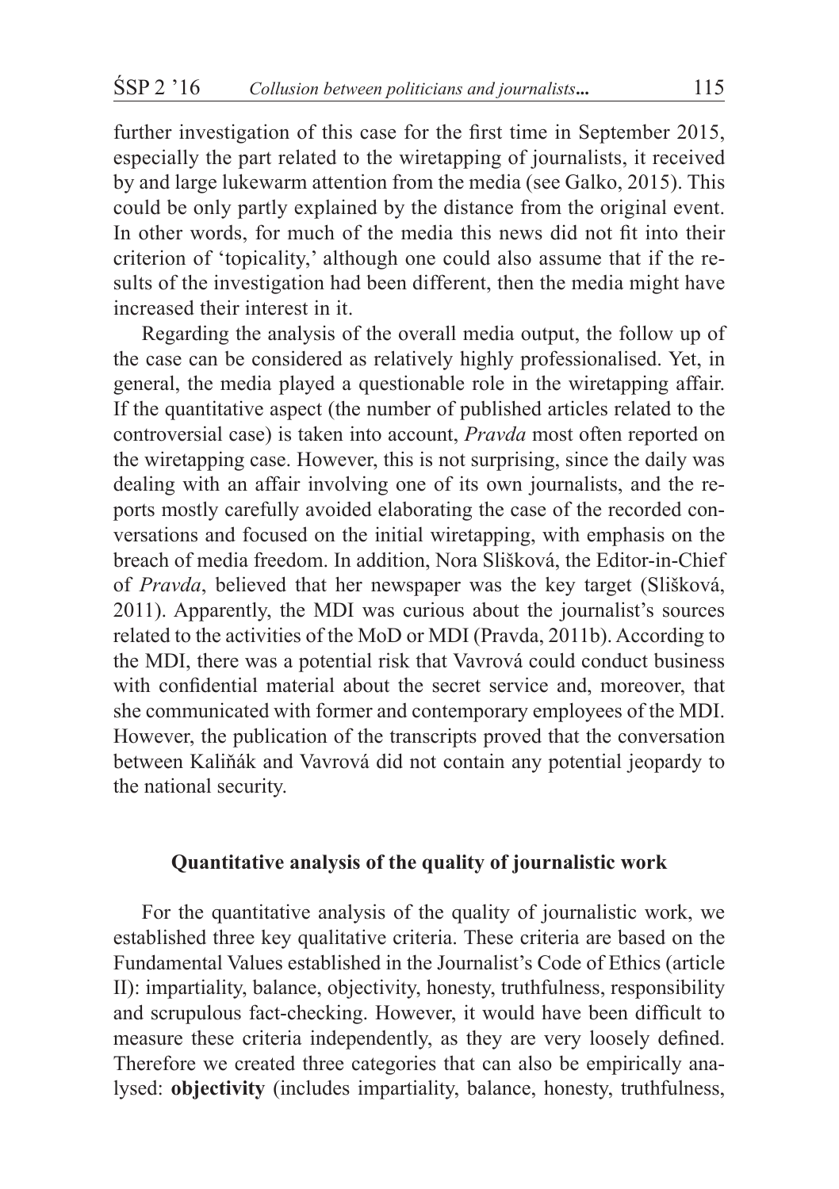further investigation of this case for the first time in September 2015, especially the part related to the wiretapping of journalists, it received by and large lukewarm attention from the media (see Galko, 2015). This could be only partly explained by the distance from the original event. In other words, for much of the media this news did not fit into their criterion of 'topicality,' although one could also assume that if the results of the investigation had been different, then the media might have increased their interest in it.

Regarding the analysis of the overall media output, the follow up of the case can be considered as relatively highly professionalised. Yet, in general, the media played a questionable role in the wiretapping affair. If the quantitative aspect (the number of published articles related to the controversial case) is taken into account, *Pravda* most often reported on the wiretapping case. However, this is not surprising, since the daily was dealing with an affair involving one of its own journalists, and the reports mostly carefully avoided elaborating the case of the recorded conversations and focused on the initial wiretapping, with emphasis on the breach of media freedom. In addition, Nora Slišková, the Editor-in-Chief of *Pravda*, believed that her newspaper was the key target (Slišková, 2011). Apparently, the MDI was curious about the journalist's sources related to the activities of the MoD or MDI (Pravda, 2011b). According to the MDI, there was a potential risk that Vavrová could conduct business with confidential material about the secret service and, moreover, that she communicated with former and contemporary employees of the MDI. However, the publication of the transcripts proved that the conversation between Kaliňák and Vavrová did not contain any potential jeopardy to the national security.

### Quantitative analysis of the quality of journalistic work

For the quantitative analysis of the quality of journalistic work, we established three key qualitative criteria. These criteria are based on the Fundamental Values established in the Journalist's Code of Ethics (article II): impartiality, balance, objectivity, honesty, truthfulness, responsibility and scrupulous fact-checking. However, it would have been difficult to measure these criteria independently, as they are very loosely defined. Therefore we created three categories that can also be empirically analysed: **objectivity** (includes impartiality, balance, honesty, truthfulness,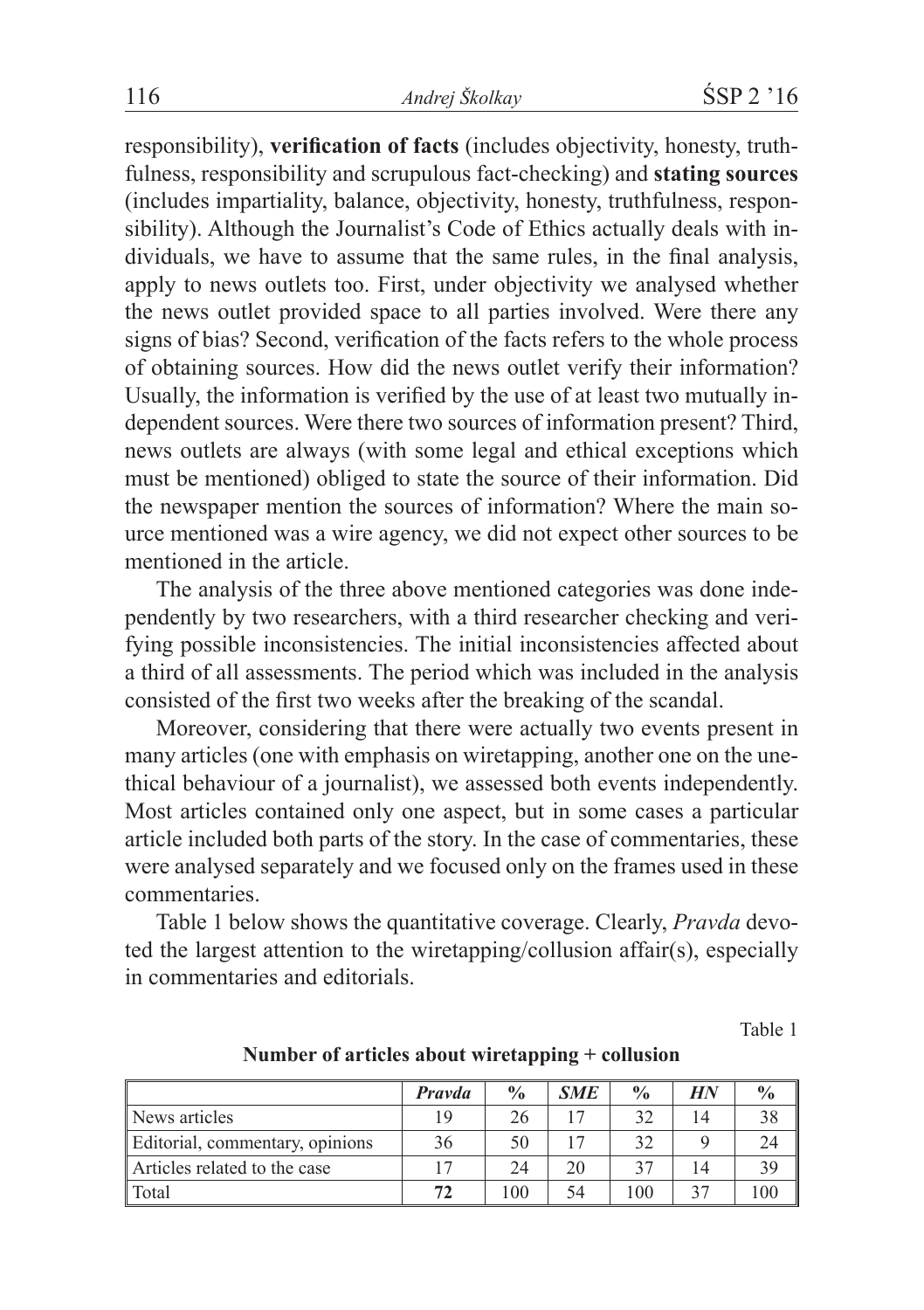responsibility), **verification of facts** (includes objectivity, honesty, truthfulness, responsibility and scrupulous fact-checking) and **stating sources** (includes impartiality, balance, objectivity, honesty, truthfulness, responsibility). Although the Journalist's Code of Ethics actually deals with individuals, we have to assume that the same rules, in the final analysis, apply to news outlets too. First, under objectivity we analysed whether the news outlet provided space to all parties involved. Were there any signs of bias? Second, verification of the facts refers to the whole process of obtaining sources. How did the news outlet verify their information? Usually, the information is verified by the use of at least two mutually independent sources. Were there two sources of information present? Third, news outlets are always (with some legal and ethical exceptions which must be mentioned) obliged to state the source of their information. Did the newspaper mention the sources of information? Where the main source mentioned was a wire agency, we did not expect other sources to be mentioned in the article.

The analysis of the three above mentioned categories was done independently by two researchers, with a third researcher checking and verifying possible inconsistencies. The initial inconsistencies affected about a third of all assessments. The period which was included in the analysis consisted of the first two weeks after the breaking of the scandal.

Moreover, considering that there were actually two events present in many articles (one with emphasis on wiretapping, another one on the unethical behaviour of a journalist), we assessed both events independently. Most articles contained only one aspect, but in some cases a particular article included both parts of the story. In the case of commentaries, these were analysed separately and we focused only on the frames used in these commentaries.

Table 1 below shows the quantitative coverage. Clearly, *Pravda* devoted the largest attention to the wiretapping/collusion affair(s), especially in commentaries and editorials.

Table 1

**Number of articles about wiretapping + collusion**

| | ***Pravda*** | **%** | ***SME*** | **%** | ***HN*** | **%** |
|---|---|---|---|---|---|---|
| News articles | 19 | 26 | 17 | 32 | 14 | 38 |
| Editorial, commentary, opinions | 36 | 50 | 17 | 32 | 9 | 24 |
| Articles related to the case | 17 | 24 | 20 | 37 | 14 | 39 |
| Total | **72** | 100 | 54 | 100 | 37 | 100 |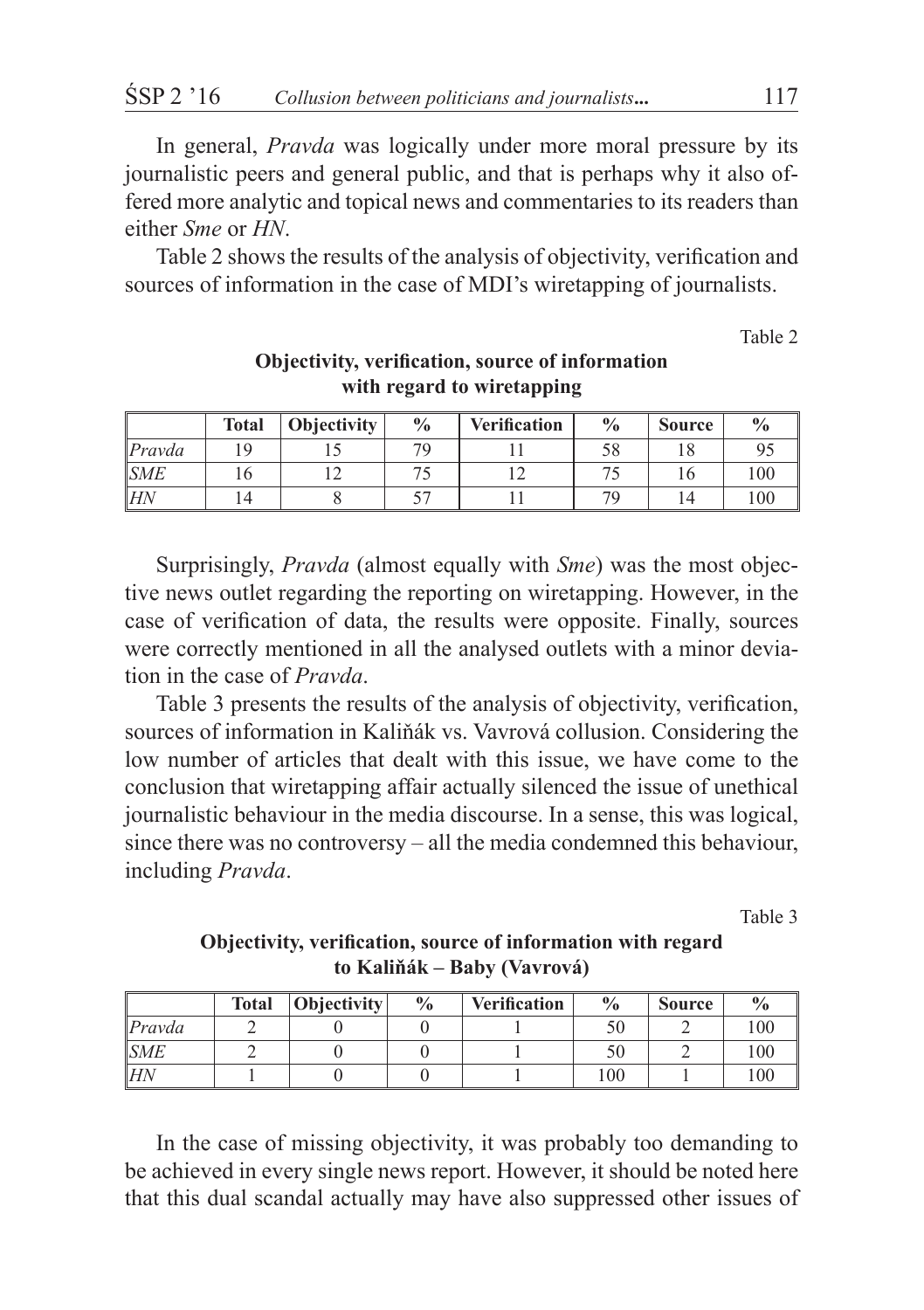In general, *Pravda* was logically under more moral pressure by its journalistic peers and general public, and that is perhaps why it also offered more analytic and topical news and commentaries to its readers than either *Sme* or *HN*.

Table 2 shows the results of the analysis of objectivity, verification and sources of information in the case of MDI's wiretapping of journalists.

Table 2

**Objectivity, verification, source of information with regard to wiretapping**

| | Total | Objectivity | % | Verification | % | Source | % |
|---|---|---|---|---|---|---|---|
| *Pravda* | 19 | 15 | 79 | 11 | 58 | 18 | 95 |
| *SME* | 16 | 12 | 75 | 12 | 75 | 16 | 100 |
| *HN* | 14 | 8 | 57 | 11 | 79 | 14 | 100 |

Surprisingly, *Pravda* (almost equally with *Sme*) was the most objective news outlet regarding the reporting on wiretapping. However, in the case of verification of data, the results were opposite. Finally, sources were correctly mentioned in all the analysed outlets with a minor deviation in the case of *Pravda*.

Table 3 presents the results of the analysis of objectivity, verification, sources of information in Kaliňák vs. Vavrová collusion. Considering the low number of articles that dealt with this issue, we have come to the conclusion that wiretapping affair actually silenced the issue of unethical journalistic behaviour in the media discourse. In a sense, this was logical, since there was no controversy – all the media condemned this behaviour, including *Pravda*.

Table 3

**Objectivity, verification, source of information with regard to Kaliňák – Baby (Vavrová)**

| | Total | Objectivity | % | Verification | % | Source | % |
|---|---|---|---|---|---|---|---|
| *Pravda* | 2 | 0 | 0 | 1 | 50 | 2 | 100 |
| *SME* | 2 | 0 | 0 | 1 | 50 | 2 | 100 |
| *HN* | 1 | 0 | 0 | 1 | 100 | 1 | 100 |

In the case of missing objectivity, it was probably too demanding to be achieved in every single news report. However, it should be noted here that this dual scandal actually may have also suppressed other issues of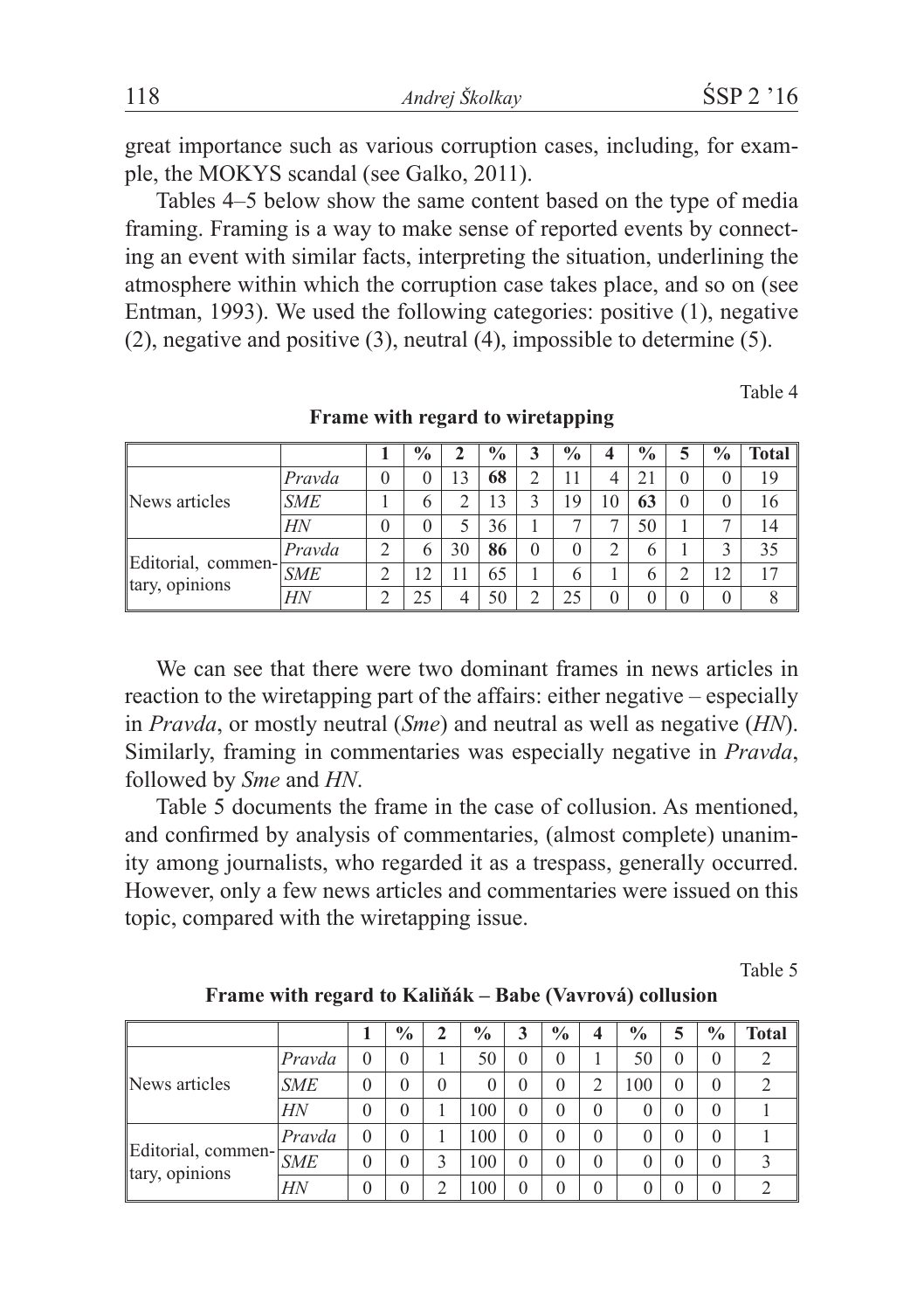great importance such as various corruption cases, including, for example, the MOKYS scandal (see Galko, 2011).

Tables 4–5 below show the same content based on the type of media framing. Framing is a way to make sense of reported events by connecting an event with similar facts, interpreting the situation, underlining the atmosphere within which the corruption case takes place, and so on (see Entman, 1993). We used the following categories: positive (1), negative (2), negative and positive (3), neutral (4), impossible to determine (5).

Table 4

**Frame with regard to wiretapping**

| | | 1 | % | 2 | % | 3 | % | 4 | % | 5 | % | Total |
|---|---|---|---|---|---|---|---|---|---|---|---|---|
| News articles | *Pravda* | 0 | 0 | 13 | **68** | 2 | 11 | 4 | 21 | 0 | 0 | 19 |
| | *SME* | 1 | 6 | 2 | 13 | 3 | 19 | 10 | **63** | 0 | 0 | 16 |
| | *HN* | 0 | 0 | 5 | 36 | 1 | 7 | 7 | 50 | 1 | 7 | 14 |
| Editorial, commentary, opinions | *Pravda* | 2 | 6 | 30 | **86** | 0 | 0 | 2 | 6 | 1 | 3 | 35 |
| | *SME* | 2 | 12 | 11 | 65 | 1 | 6 | 1 | 6 | 2 | 12 | 17 |
| | *HN* | 2 | 25 | 4 | 50 | 2 | 25 | 0 | 0 | 0 | 0 | 8 |

We can see that there were two dominant frames in news articles in reaction to the wiretapping part of the affairs: either negative – especially in *Pravda*, or mostly neutral (*Sme*) and neutral as well as negative (*HN*). Similarly, framing in commentaries was especially negative in *Pravda*, followed by *Sme* and *HN*.

Table 5 documents the frame in the case of collusion. As mentioned, and confirmed by analysis of commentaries, (almost complete) unanimity among journalists, who regarded it as a trespass, generally occurred. However, only a few news articles and commentaries were issued on this topic, compared with the wiretapping issue.

Table 5

**Frame with regard to Kaliňák – Babe (Vavrová) collusion**

| | | 1 | % | 2 | % | 3 | % | 4 | % | 5 | % | Total |
|---|---|---|---|---|---|---|---|---|---|---|---|---|
| News articles | *Pravda* | 0 | 0 | 1 | 50 | 0 | 0 | 1 | 50 | 0 | 0 | 2 |
| | *SME* | 0 | 0 | 0 | 0 | 0 | 0 | 2 | 100 | 0 | 0 | 2 |
| | *HN* | 0 | 0 | 1 | 100 | 0 | 0 | 0 | 0 | 0 | 0 | 1 |
| Editorial, commentary, opinions | *Pravda* | 0 | 0 | 1 | 100 | 0 | 0 | 0 | 0 | 0 | 0 | 1 |
| | *SME* | 0 | 0 | 3 | 100 | 0 | 0 | 0 | 0 | 0 | 0 | 3 |
| | *HN* | 0 | 0 | 2 | 100 | 0 | 0 | 0 | 0 | 0 | 0 | 2 |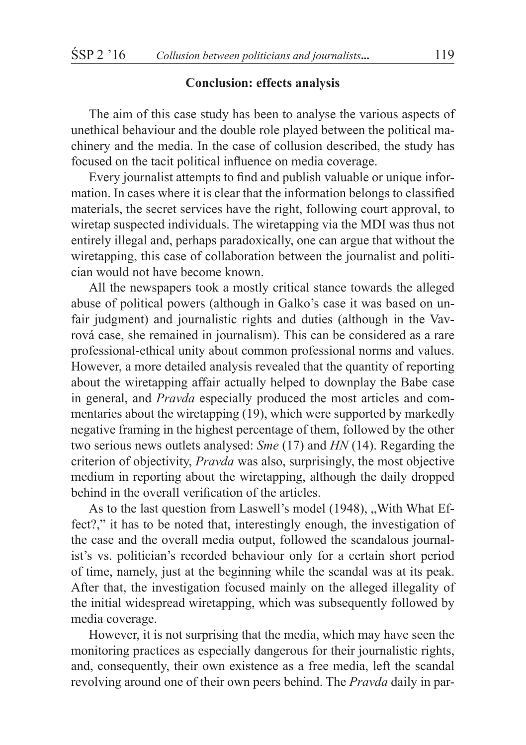## Conclusion: effects analysis

The aim of this case study has been to analyse the various aspects of unethical behaviour and the double role played between the political machinery and the media. In the case of collusion described, the study has focused on the tacit political influence on media coverage.

Every journalist attempts to find and publish valuable or unique information. In cases where it is clear that the information belongs to classified materials, the secret services have the right, following court approval, to wiretap suspected individuals. The wiretapping via the MDI was thus not entirely illegal and, perhaps paradoxically, one can argue that without the wiretapping, this case of collaboration between the journalist and politician would not have become known.

All the newspapers took a mostly critical stance towards the alleged abuse of political powers (although in Galko's case it was based on unfair judgment) and journalistic rights and duties (although in the Vavrová case, she remained in journalism). This can be considered as a rare professional-ethical unity about common professional norms and values. However, a more detailed analysis revealed that the quantity of reporting about the wiretapping affair actually helped to downplay the Babe case in general, and *Pravda* especially produced the most articles and commentaries about the wiretapping (19), which were supported by markedly negative framing in the highest percentage of them, followed by the other two serious news outlets analysed: *Sme* (17) and *HN* (14). Regarding the criterion of objectivity, *Pravda* was also, surprisingly, the most objective medium in reporting about the wiretapping, although the daily dropped behind in the overall verification of the articles.

As to the last question from Laswell's model (1948), „With What Effect?," it has to be noted that, interestingly enough, the investigation of the case and the overall media output, followed the scandalous journalist's vs. politician's recorded behaviour only for a certain short period of time, namely, just at the beginning while the scandal was at its peak. After that, the investigation focused mainly on the alleged illegality of the initial widespread wiretapping, which was subsequently followed by media coverage.

However, it is not surprising that the media, which may have seen the monitoring practices as especially dangerous for their journalistic rights, and, consequently, their own existence as a free media, left the scandal revolving around one of their own peers behind. The *Pravda* daily in par-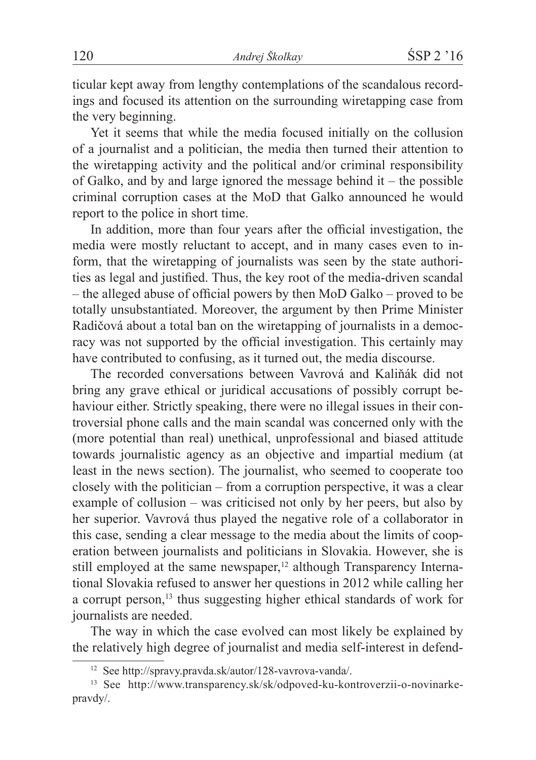ticular kept away from lengthy contemplations of the scandalous recordings and focused its attention on the surrounding wiretapping case from the very beginning.

Yet it seems that while the media focused initially on the collusion of a journalist and a politician, the media then turned their attention to the wiretapping activity and the political and/or criminal responsibility of Galko, and by and large ignored the message behind it – the possible criminal corruption cases at the MoD that Galko announced he would report to the police in short time.

In addition, more than four years after the official investigation, the media were mostly reluctant to accept, and in many cases even to inform, that the wiretapping of journalists was seen by the state authorities as legal and justified. Thus, the key root of the media-driven scandal – the alleged abuse of official powers by then MoD Galko – proved to be totally unsubstantiated. Moreover, the argument by then Prime Minister Radičová about a total ban on the wiretapping of journalists in a democracy was not supported by the official investigation. This certainly may have contributed to confusing, as it turned out, the media discourse.

The recorded conversations between Vavrová and Kaliňák did not bring any grave ethical or juridical accusations of possibly corrupt behaviour either. Strictly speaking, there were no illegal issues in their controversial phone calls and the main scandal was concerned only with the (more potential than real) unethical, unprofessional and biased attitude towards journalistic agency as an objective and impartial medium (at least in the news section). The journalist, who seemed to cooperate too closely with the politician – from a corruption perspective, it was a clear example of collusion – was criticised not only by her peers, but also by her superior. Vavrová thus played the negative role of a collaborator in this case, sending a clear message to the media about the limits of cooperation between journalists and politicians in Slovakia. However, she is still employed at the same newspaper,[12] although Transparency International Slovakia refused to answer her questions in 2012 while calling her a corrupt person,[13] thus suggesting higher ethical standards of work for journalists are needed.

The way in which the case evolved can most likely be explained by the relatively high degree of journalist and media self-interest in defend-

---

[12] See http://spravy.pravda.sk/autor/128-vavrova-vanda/.

[13] See http://www.transparency.sk/sk/odpoved-ku-kontroverzii-o-novinarke-pravdy/.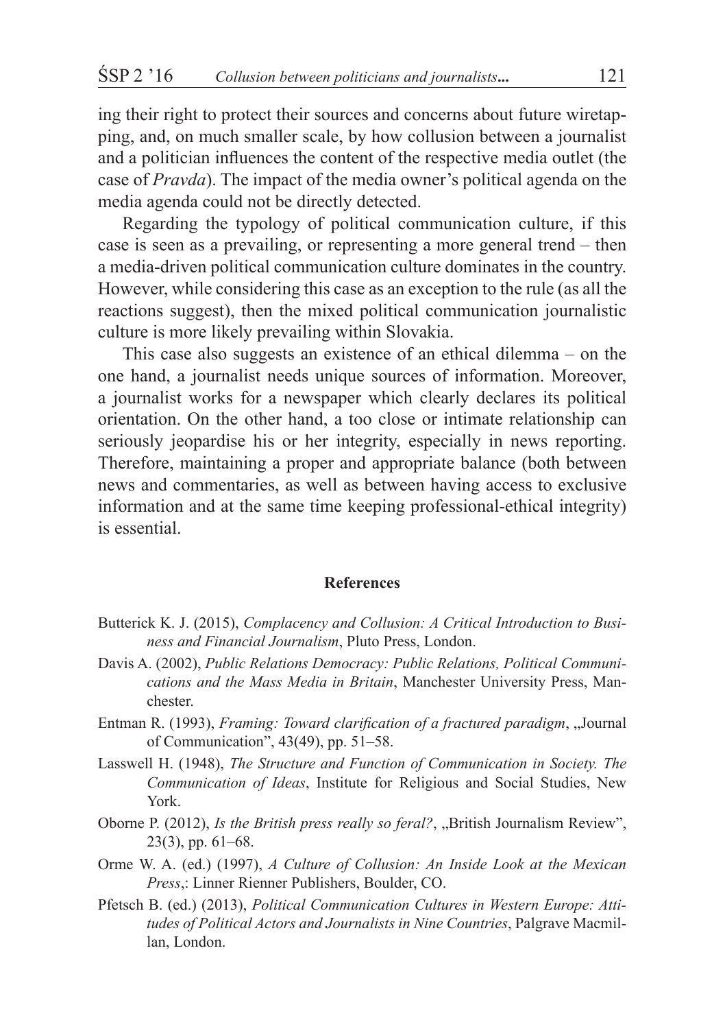ing their right to protect their sources and concerns about future wiretapping, and, on much smaller scale, by how collusion between a journalist and a politician influences the content of the respective media outlet (the case of *Pravda*). The impact of the media owner's political agenda on the media agenda could not be directly detected.

Regarding the typology of political communication culture, if this case is seen as a prevailing, or representing a more general trend – then a media-driven political communication culture dominates in the country. However, while considering this case as an exception to the rule (as all the reactions suggest), then the mixed political communication journalistic culture is more likely prevailing within Slovakia.

This case also suggests an existence of an ethical dilemma – on the one hand, a journalist needs unique sources of information. Moreover, a journalist works for a newspaper which clearly declares its political orientation. On the other hand, a too close or intimate relationship can seriously jeopardise his or her integrity, especially in news reporting. Therefore, maintaining a proper and appropriate balance (both between news and commentaries, as well as between having access to exclusive information and at the same time keeping professional-ethical integrity) is essential.

## References

Butterick K. J. (2015), *Complacency and Collusion: A Critical Introduction to Business and Financial Journalism*, Pluto Press, London.

Davis A. (2002), *Public Relations Democracy: Public Relations, Political Communications and the Mass Media in Britain*, Manchester University Press, Manchester.

Entman R. (1993), *Framing: Toward clarification of a fractured paradigm*, „Journal of Communication", 43(49), pp. 51–58.

Lasswell H. (1948), *The Structure and Function of Communication in Society. The Communication of Ideas*, Institute for Religious and Social Studies, New York.

Oborne P. (2012), *Is the British press really so feral?*, „British Journalism Review", 23(3), pp. 61–68.

Orme W. A. (ed.) (1997), *A Culture of Collusion: An Inside Look at the Mexican Press*,: Linner Rienner Publishers, Boulder, CO.

Pfetsch B. (ed.) (2013), *Political Communication Cultures in Western Europe: Attitudes of Political Actors and Journalists in Nine Countries*, Palgrave Macmillan, London.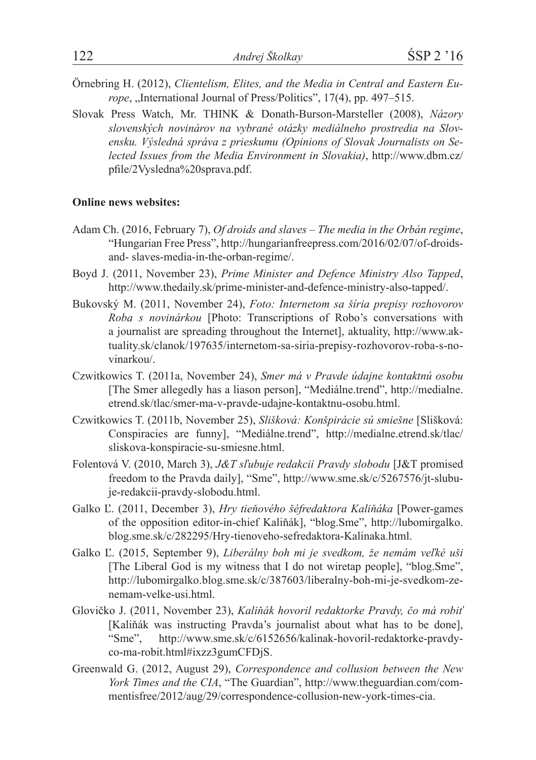Örnebring H. (2012), *Clientelism, Elites, and the Media in Central and Eastern Europe*, „International Journal of Press/Politics", 17(4), pp. 497–515.

Slovak Press Watch, Mr. THINK & Donath-Burson-Marsteller (2008), *Názory slovenských novinárov na vybrané otázky mediálneho prostredia na Slovensku. Výsledná správa z prieskumu (Opinions of Slovak Journalists on Selected Issues from the Media Environment in Slovakia)*, http://www.dbm.cz/pfile/2Vysledna%20sprava.pdf.

**Online news websites:**

Adam Ch. (2016, February 7), *Of droids and slaves – The media in the Orbán regime*, "Hungarian Free Press", http://hungarianfreepress.com/2016/02/07/of-droids-and- slaves-media-in-the-orban-regime/.

Boyd J. (2011, November 23), *Prime Minister and Defence Ministry Also Tapped*, http://www.thedaily.sk/prime-minister-and-defence-ministry-also-tapped/.

Bukovský M. (2011, November 24), *Foto: Internetom sa šíria prepisy rozhovorov Roba s novinárkou* [Photo: Transcriptions of Robo's conversations with a journalist are spreading throughout the Internet], aktuality, http://www.aktuality.sk/clanok/197635/internetom-sa-siria-prepisy-rozhovorov-roba-s-novinarkou/.

Czwitkowics T. (2011a, November 24), *Smer má v Pravde údajne kontaktnú osobu* [The Smer allegedly has a liason person], "Mediálne.trend", http://medialne.etrend.sk/tlac/smer-ma-v-pravde-udajne-kontaktnu-osobu.html.

Czwitkowics T. (2011b, November 25), *Slišková: Konšpirácie sú smiešne* [Slišková: Conspiracies are funny], "Mediálne.trend", http://medialne.etrend.sk/tlac/sliskova-konspiracie-su-smiesne.html.

Folentová V. (2010, March 3), *J&T sľubuje redakcii Pravdy slobodu* [J&T promised freedom to the Pravda daily], "Sme", http://www.sme.sk/c/5267576/jt-slubuje-redakcii-pravdy-slobodu.html.

Galko Ľ. (2011, December 3), *Hry tieňového šéfredaktora Kaliňáka* [Power-games of the opposition editor-in-chief Kaliňák], "blog.Sme", http://lubomirgalko.blog.sme.sk/c/282295/Hry-tienoveho-sefredaktora-Kalinaka.html.

Galko Ľ. (2015, September 9), *Liberálny boh mi je svedkom, že nemám veľké uši* [The Liberal God is my witness that I do not wiretap people], "blog.Sme", http://lubomirgalko.blog.sme.sk/c/387603/liberalny-boh-mi-je-svedkom-ze-nemam-velke-usi.html.

Glovičko J. (2011, November 23), *Kaliňák hovoril redaktorke Pravdy, čo má robiť* [Kaliňák was instructing Pravda's journalist about what has to be done], "Sme", http://www.sme.sk/c/6152656/kalinak-hovoril-redaktorke-pravdy-co-ma-robit.html#ixzz3gumCFDjS.

Greenwald G. (2012, August 29), *Correspondence and collusion between the New York Times and the CIA*, "The Guardian", http://www.theguardian.com/commentisfree/2012/aug/29/correspondence-collusion-new-york-times-cia.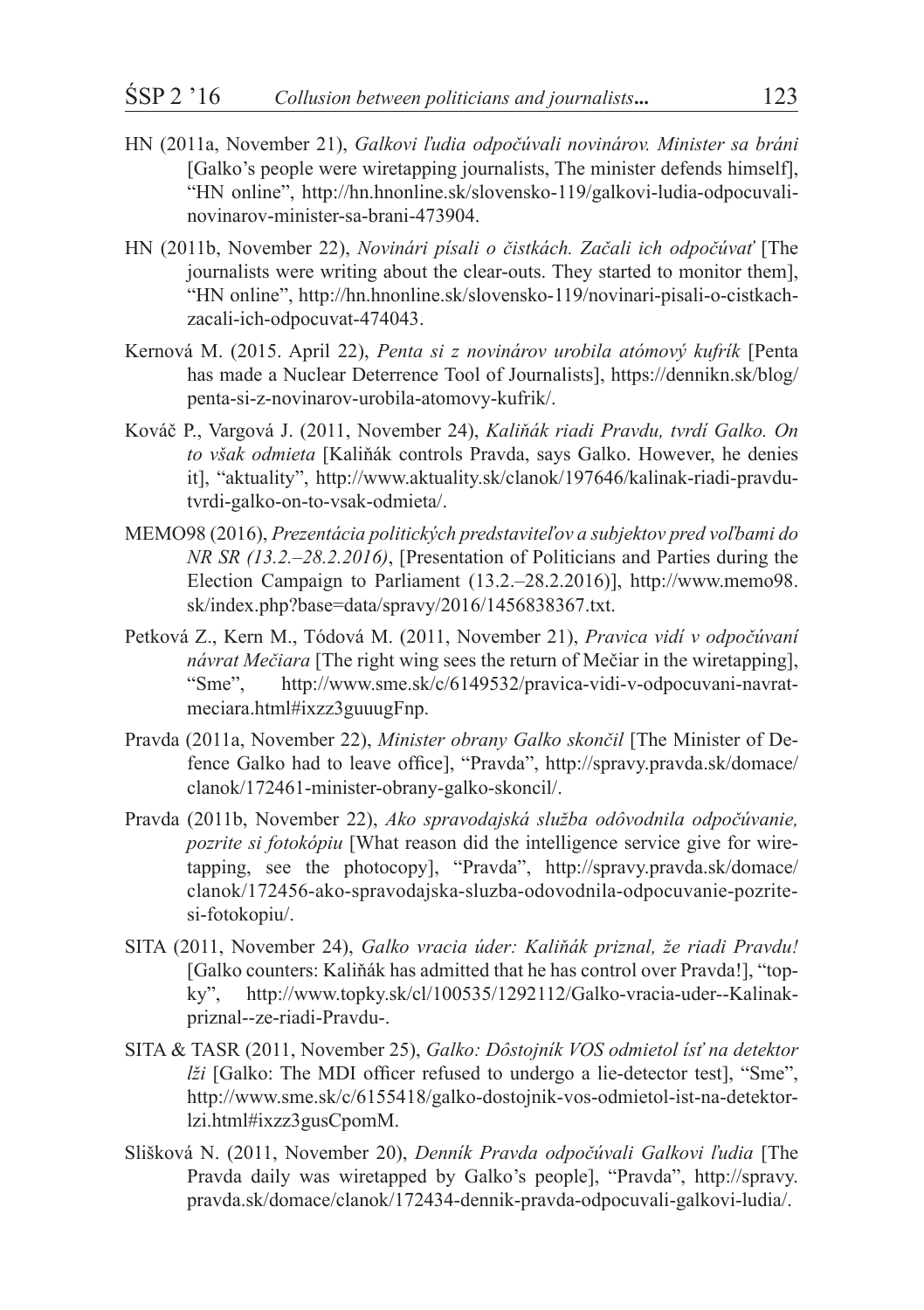HN (2011a, November 21), *Galkovi ľudia odpočúvali novinárov. Minister sa bráni* [Galko's people were wiretapping journalists, The minister defends himself], "HN online", http://hn.hnonline.sk/slovensko-119/galkovi-ludia-odpocuvali-novinarov-minister-sa-brani-473904.

HN (2011b, November 22), *Novinári písali o čistkách. Začali ich odpočúvať* [The journalists were writing about the clear-outs. They started to monitor them], "HN online", http://hn.hnonline.sk/slovensko-119/novinari-pisali-o-cistkach-zacali-ich-odpocuvat-474043.

Kernová M. (2015. April 22), *Penta si z novinárov urobila atómový kufrík* [Penta has made a Nuclear Deterrence Tool of Journalists], https://dennikn.sk/blog/penta-si-z-novinarov-urobila-atomovy-kufrik/.

Kováč P., Vargová J. (2011, November 24), *Kaliňák riadi Pravdu, tvrdí Galko. On to však odmieta* [Kaliňák controls Pravda, says Galko. However, he denies it], "aktuality", http://www.aktuality.sk/clanok/197646/kalinak-riadi-pravdu-tvrdi-galko-on-to-vsak-odmieta/.

MEMO98 (2016), *Prezentácia politických predstaviteľov a subjektov pred voľbami do NR SR (13.2.–28.2.2016)*, [Presentation of Politicians and Parties during the Election Campaign to Parliament (13.2.–28.2.2016)], http://www.memo98.sk/index.php?base=data/spravy/2016/1456838367.txt.

Petková Z., Kern M., Tódová M. (2011, November 21), *Pravica vidí v odpočúvaní návrat Mečiara* [The right wing sees the return of Mečiar in the wiretapping], "Sme", http://www.sme.sk/c/6149532/pravica-vidi-v-odpocuvani-navrat-meciara.html#ixzz3guuugFnp.

Pravda (2011a, November 22), *Minister obrany Galko skončil* [The Minister of Defence Galko had to leave office], "Pravda", http://spravy.pravda.sk/domace/clanok/172461-minister-obrany-galko-skoncil/.

Pravda (2011b, November 22), *Ako spravodajská služba odôvodnila odpočúvanie, pozrite si fotokópiu* [What reason did the intelligence service give for wiretapping, see the photocopy], "Pravda", http://spravy.pravda.sk/domace/clanok/172456-ako-spravodajska-sluzba-odovodnila-odpocuvanie-pozrite-si-fotokopiu/.

SITA (2011, November 24), *Galko vracia úder: Kaliňák priznal, že riadi Pravdu!* [Galko counters: Kaliňák has admitted that he has control over Pravda!], "topky", http://www.topky.sk/cl/100535/1292112/Galko-vracia-uder--Kalinak-priznal--ze-riadi-Pravdu-.

SITA & TASR (2011, November 25), *Galko: Dôstojník VOS odmietol ísť na detektor lži* [Galko: The MDI officer refused to undergo a lie-detector test], "Sme", http://www.sme.sk/c/6155418/galko-dostojnik-vos-odmietol-ist-na-detektor-lzi.html#ixzz3gusCpomM.

Slišková N. (2011, November 20), *Denník Pravda odpočúvali Galkovi ľudia* [The Pravda daily was wiretapped by Galko's people], "Pravda", http://spravy.pravda.sk/domace/clanok/172434-dennik-pravda-odpocuvali-galkovi-ludia/.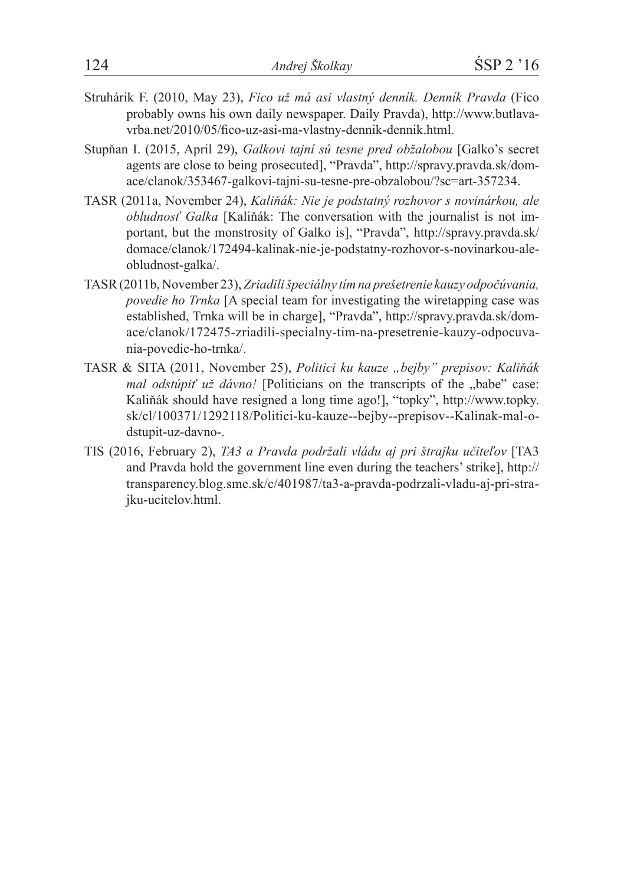Struhárik F. (2010, May 23), *Fico už má asi vlastný denník. Denník Pravda* (Fico probably owns his own daily newspaper. Daily Pravda), http://www.butlavavrba.net/2010/05/fico-uz-asi-ma-vlastny-dennik-dennik.html.

Stupňan I. (2015, April 29), *Galkovi tajní sú tesne pred obžalobou* [Galko's secret agents are close to being prosecuted], "Pravda", http://spravy.pravda.sk/domace/clanok/353467-galkovi-tajni-su-tesne-pre-obzalobou/?sc=art-357234.

TASR (2011a, November 24), *Kaliňák: Nie je podstatný rozhovor s novinárkou, ale obludnosť Galka* [Kaliňák: The conversation with the journalist is not important, but the monstrosity of Galko is], "Pravda", http://spravy.pravda.sk/domace/clanok/172494-kalinak-nie-je-podstatny-rozhovor-s-novinarkou-ale-obludnost-galka/.

TASR (2011b, November 23), *Zriadili špeciálny tím na prešetrenie kauzy odpočúvania, povedie ho Trnka* [A special team for investigating the wiretapping case was established, Trnka will be in charge], "Pravda", http://spravy.pravda.sk/domace/clanok/172475-zriadili-specialny-tim-na-presetrenie-kauzy-odpocuvania-povedie-ho-trnka/.

TASR & SITA (2011, November 25), *Politici ku kauze „bejby" prepisov: Kaliňák mal odstúpiť už dávno!* [Politicians on the transcripts of the „babe" case: Kaliňák should have resigned a long time ago!], "topky", http://www.topky.sk/cl/100371/1292118/Politici-ku-kauze--bejby--prepisov--Kalinak-mal-odstupit-uz-davno-.

TIS (2016, February 2), *TA3 a Pravda podržali vládu aj pri štrajku učiteľov* [TA3 and Pravda hold the government line even during the teachers' strike], http://transparency.blog.sme.sk/c/401987/ta3-a-pravda-podrzali-vladu-aj-pri-strajku-ucitelov.html.